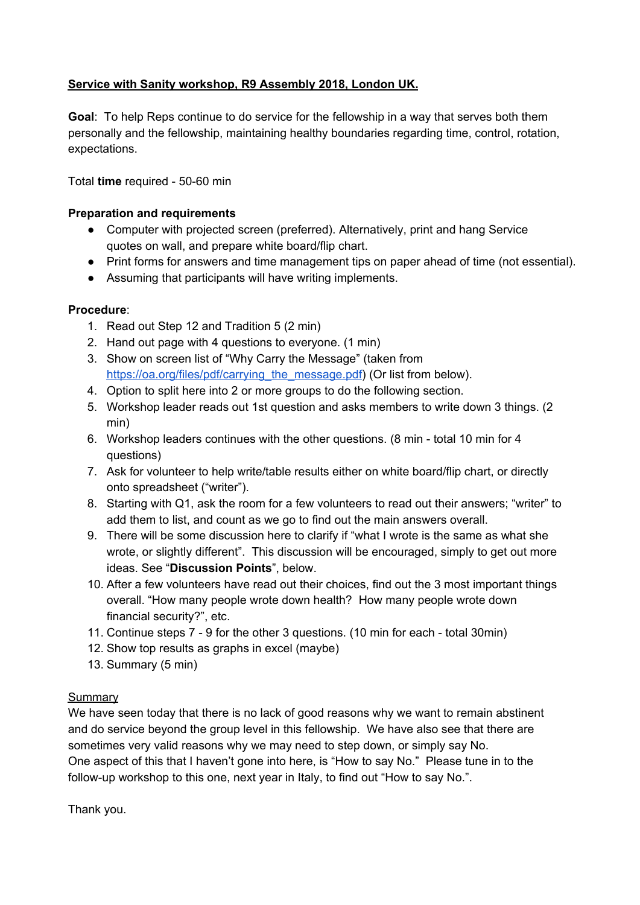**<u>Service with Sanity workshop, R9 Assembly 2018, London UK.</u>**

**Goal**: To help Reps continue to do service for the fellowship in a way that serves both them personally and the fellowship, maintaining healthy boundaries regarding time, control, rotation, expectations.

Total **time** required - 50-60 min

**Preparation and requirements**

- Computer with projected screen (preferred). Alternatively, print and hang Service quotes on wall, and prepare white board/flip chart.
- Print forms for answers and time management tips on paper ahead of time (not essential).
- Assuming that participants will have writing implements.

**Procedure**:

1. Read out Step 12 and Tradition 5 (2 min)
2. Hand out page with 4 questions to everyone. (1 min)
3. Show on screen list of "Why Carry the Message" (taken from [https://oa.org/files/pdf/carrying_the_message.pdf](https://oa.org/files/pdf/carrying_the_message.pdf)) (Or list from below).
4. Option to split here into 2 or more groups to do the following section.
5. Workshop leader reads out 1st question and asks members to write down 3 things. (2 min)
6. Workshop leaders continues with the other questions. (8 min - total 10 min for 4 questions)
7. Ask for volunteer to help write/table results either on white board/flip chart, or directly onto spreadsheet ("writer").
8. Starting with Q1, ask the room for a few volunteers to read out their answers; "writer" to add them to list, and count as we go to find out the main answers overall.
9. There will be some discussion here to clarify if "what I wrote is the same as what she wrote, or slightly different". This discussion will be encouraged, simply to get out more ideas. See "**Discussion Points**", below.
10. After a few volunteers have read out their choices, find out the 3 most important things overall. "How many people wrote down health? How many people wrote down financial security?", etc.
11. Continue steps 7 - 9 for the other 3 questions. (10 min for each - total 30min)
12. Show top results as graphs in excel (maybe)
13. Summary (5 min)

<u>Summary</u>

We have seen today that there is no lack of good reasons why we want to remain abstinent and do service beyond the group level in this fellowship. We have also see that there are sometimes very valid reasons why we may need to step down, or simply say No.
One aspect of this that I haven't gone into here, is "How to say No." Please tune in to the follow-up workshop to this one, next year in Italy, to find out "How to say No.".

Thank you.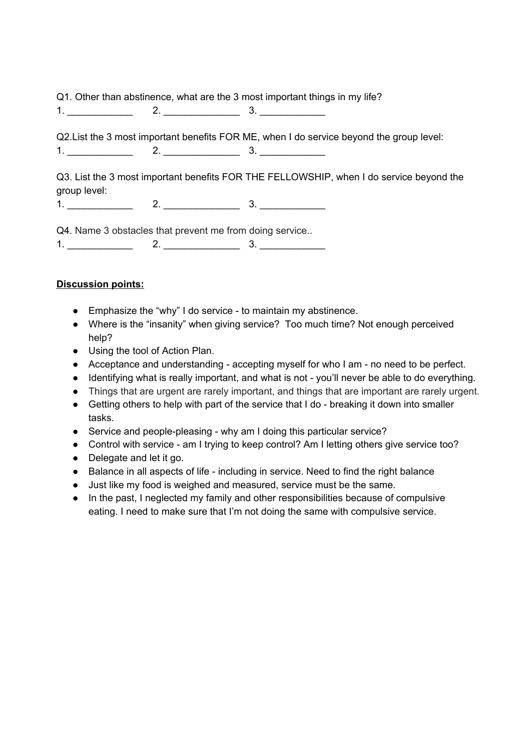Q1. Other than abstinence, what are the 3 most important things in my life?

1. ____________ 2. ______________ 3. ____________

Q2.List the 3 most important benefits FOR ME, when I do service beyond the group level:

1. ____________ 2. ______________ 3. ____________

Q3. List the 3 most important benefits FOR THE FELLOWSHIP, when I do service beyond the group level:

1. ____________ 2. ______________ 3. ____________

Q4. Name 3 obstacles that prevent me from doing service..

1. ____________ 2. ______________ 3. ____________

**Discussion points:**

- Emphasize the "why" I do service - to maintain my abstinence.
- Where is the "insanity" when giving service? Too much time? Not enough perceived help?
- Using the tool of Action Plan.
- Acceptance and understanding - accepting myself for who I am - no need to be perfect.
- Identifying what is really important, and what is not - you'll never be able to do everything.
- Things that are urgent are rarely important, and things that are important are rarely urgent.
- Getting others to help with part of the service that I do - breaking it down into smaller tasks.
- Service and people-pleasing - why am I doing this particular service?
- Control with service - am I trying to keep control? Am I letting others give service too?
- Delegate and let it go.
- Balance in all aspects of life - including in service. Need to find the right balance
- Just like my food is weighed and measured, service must be the same.
- In the past, I neglected my family and other responsibilities because of compulsive eating. I need to make sure that I'm not doing the same with compulsive service.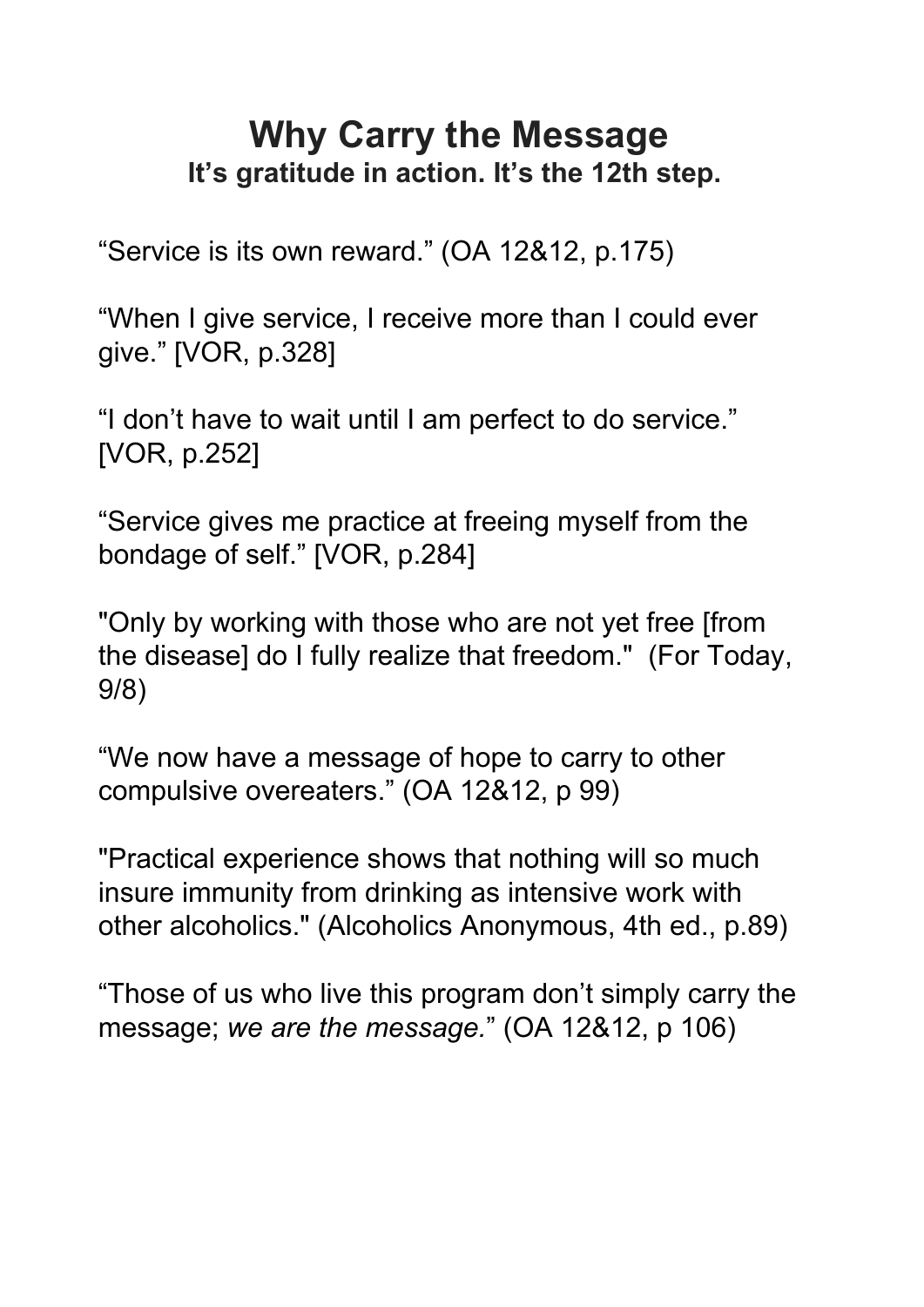# Why Carry the Message

**It's gratitude in action. It's the 12th step.**

"Service is its own reward." (OA 12&12, p.175)

"When I give service, I receive more than I could ever give." [VOR, p.328]

"I don't have to wait until I am perfect to do service." [VOR, p.252]

"Service gives me practice at freeing myself from the bondage of self." [VOR, p.284]

"Only by working with those who are not yet free [from the disease] do I fully realize that freedom." (For Today, 9/8)

"We now have a message of hope to carry to other compulsive overeaters." (OA 12&12, p 99)

"Practical experience shows that nothing will so much insure immunity from drinking as intensive work with other alcoholics." (Alcoholics Anonymous, 4th ed., p.89)

"Those of us who live this program don't simply carry the message; *we are the message.*" (OA 12&12, p 106)